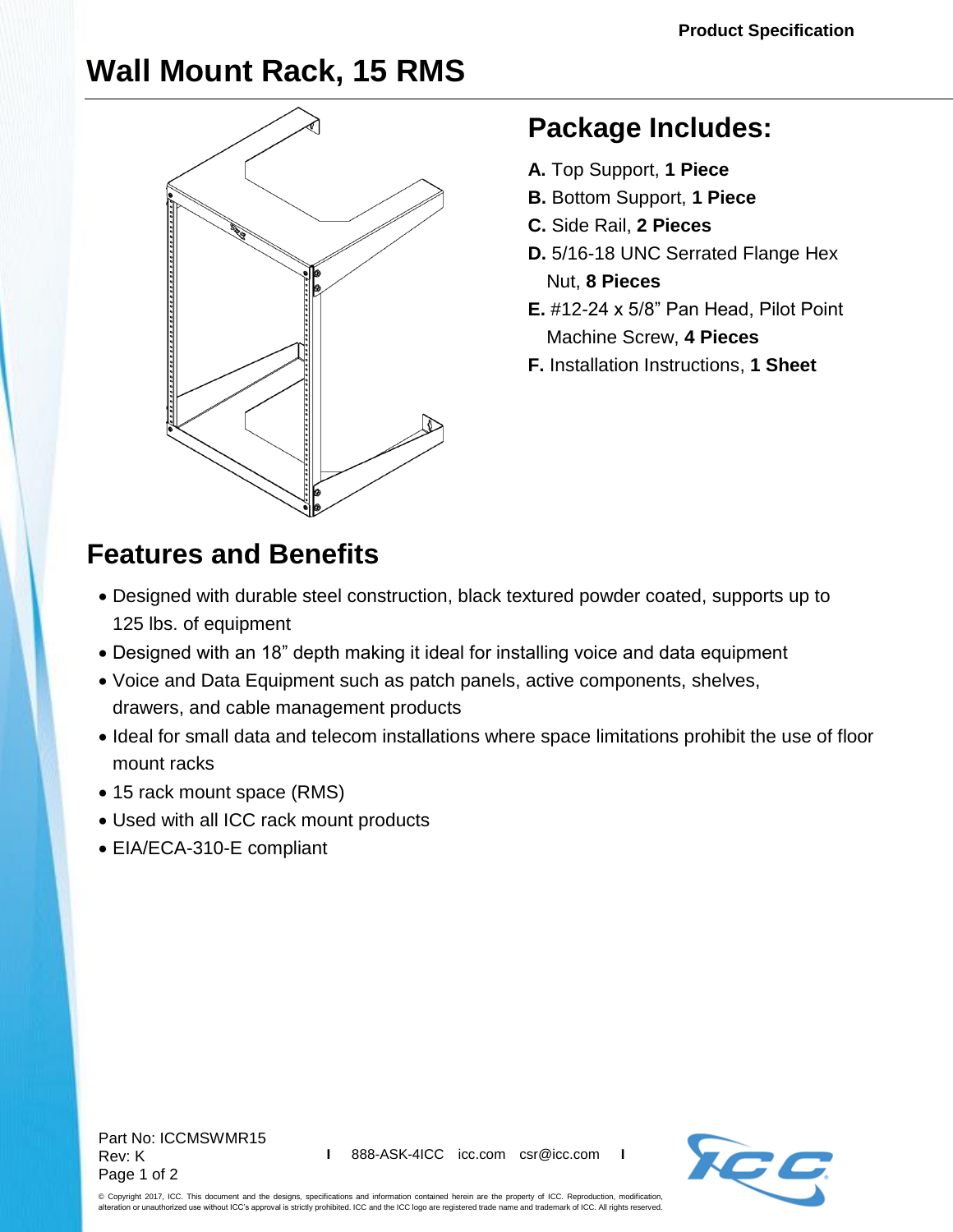Product Specification

# Wall Mount Rack, 15 RMS

## Package Includes:

**A.** Top Support, **1 Piece**

**B.** Bottom Support, **1 Piece**

**C.** Side Rail, **2 Pieces**

**D.** 5/16-18 UNC Serrated Flange Hex Nut, **8 Pieces**

**E.** #12-24 x 5/8” Pan Head, Pilot Point Machine Screw, **4 Pieces**

**F.** Installation Instructions, **1 Sheet**

## Features and Benefits

- Designed with durable steel construction, black textured powder coated, supports up to 125 lbs. of equipment
- Designed with an 18” depth making it ideal for installing voice and data equipment
- Voice and Data Equipment such as patch panels, active components, shelves, drawers, and cable management products
- Ideal for small data and telecom installations where space limitations prohibit the use of floor mount racks
- 15 rack mount space (RMS)
- Used with all ICC rack mount products
- EIA/ECA-310-E compliant

Part No: ICCMSWMR15
Rev: K

888-ASK-4ICC icc.com csr@icc.com

© Copyright 2017, ICC. This document and the designs, specifications and information contained herein are the property of ICC. Reproduction, modification, alteration or unauthorized use without ICC’s approval is strictly prohibited. ICC and the ICC logo are registered trade name and trademark of ICC. All rights reserved.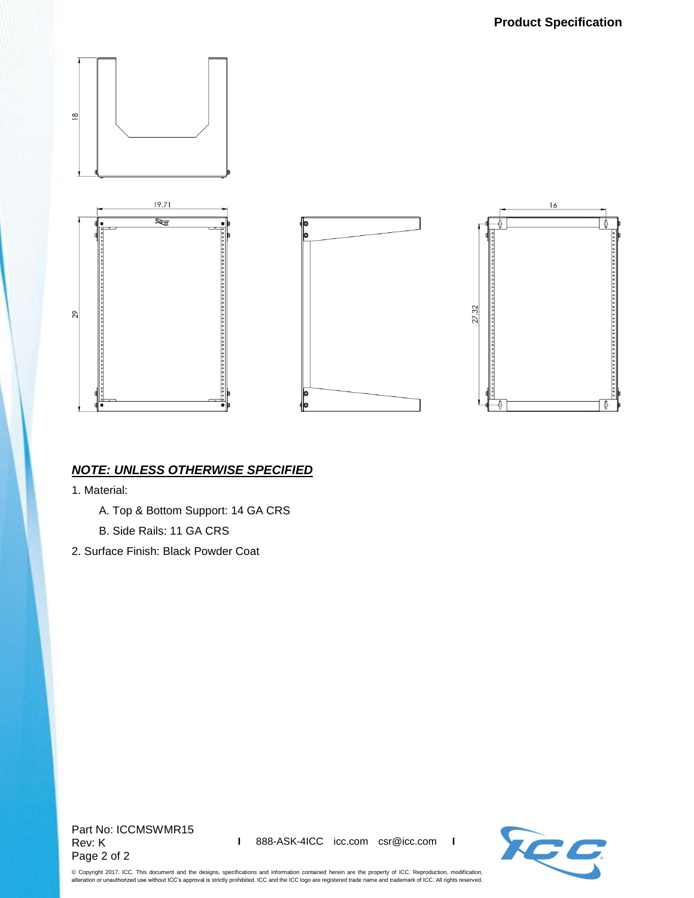18

19.71

29

16

27.32

***NOTE: UNLESS OTHERWISE SPECIFIED***

1. Material:
   - A. Top & Bottom Support: 14 GA CRS
   - B. Side Rails: 11 GA CRS
2. Surface Finish: Black Powder Coat

Part No: ICCMSWMR15
Rev: K

888-ASK-4ICC icc.com csr@icc.com

© Copyright 2017, ICC. This document and the designs, specifications and information contained herein are the property of ICC. Reproduction, modification, alteration or unauthorized use without ICC's approval is strictly prohibited. ICC and the ICC logo are registered trade name and trademark of ICC. All rights reserved.